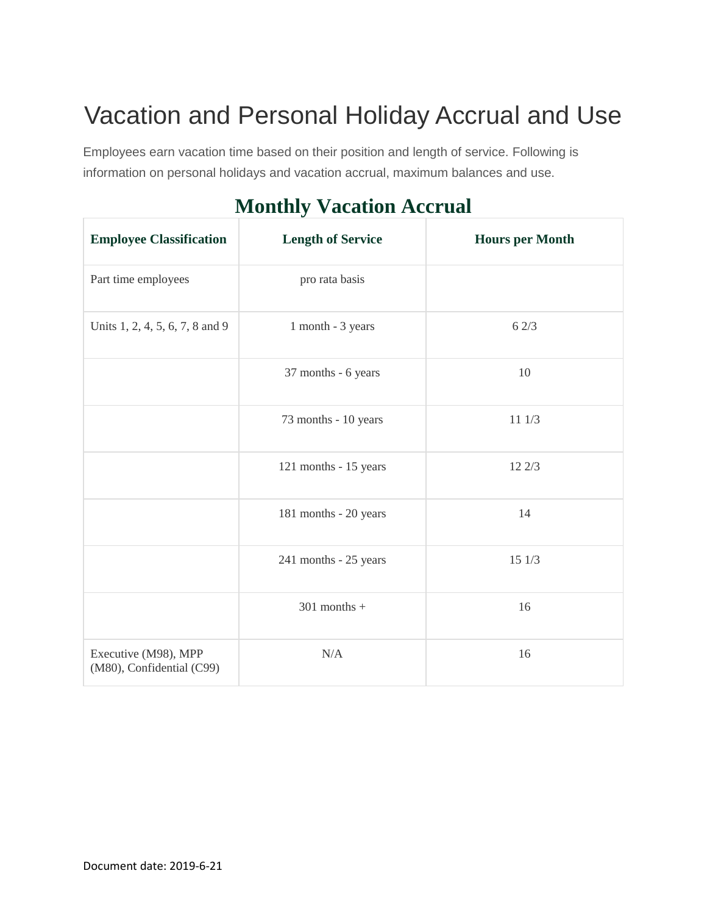# Vacation and Personal Holiday Accrual and Use

Employees earn vacation time based on their position and length of service. Following is information on personal holidays and vacation accrual, maximum balances and use.

## Monthly Vacation Accrual

| Employee Classification | Length of Service | Hours per Month |
|---|---|---|
| Part time employees | pro rata basis | |
| Units 1, 2, 4, 5, 6, 7, 8 and 9 | 1 month - 3 years | 6 2/3 |
| | 37 months - 6 years | 10 |
| | 73 months - 10 years | 11 1/3 |
| | 121 months - 15 years | 12 2/3 |
| | 181 months - 20 years | 14 |
| | 241 months - 25 years | 15 1/3 |
| | 301 months + | 16 |
| Executive (M98), MPP (M80), Confidential (C99) | N/A | 16 |

Document date: 2019-6-21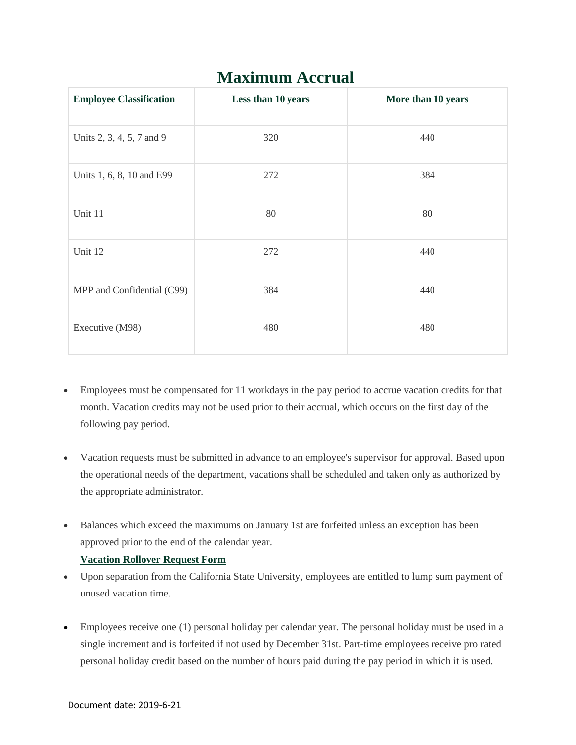# Maximum Accrual

| Employee Classification | Less than 10 years | More than 10 years |
|---|---|---|
| Units 2, 3, 4, 5, 7 and 9 | 320 | 440 |
| Units 1, 6, 8, 10 and E99 | 272 | 384 |
| Unit 11 | 80 | 80 |
| Unit 12 | 272 | 440 |
| MPP and Confidential (C99) | 384 | 440 |
| Executive (M98) | 480 | 480 |

- Employees must be compensated for 11 workdays in the pay period to accrue vacation credits for that month. Vacation credits may not be used prior to their accrual, which occurs on the first day of the following pay period.

- Vacation requests must be submitted in advance to an employee's supervisor for approval. Based upon the operational needs of the department, vacations shall be scheduled and taken only as authorized by the appropriate administrator.

- Balances which exceed the maximums on January 1st are forfeited unless an exception has been approved prior to the end of the calendar year.
  **Vacation Rollover Request Form**

- Upon separation from the California State University, employees are entitled to lump sum payment of unused vacation time.

- Employees receive one (1) personal holiday per calendar year. The personal holiday must be used in a single increment and is forfeited if not used by December 31st. Part-time employees receive pro rated personal holiday credit based on the number of hours paid during the pay period in which it is used.

Document date: 2019-6-21